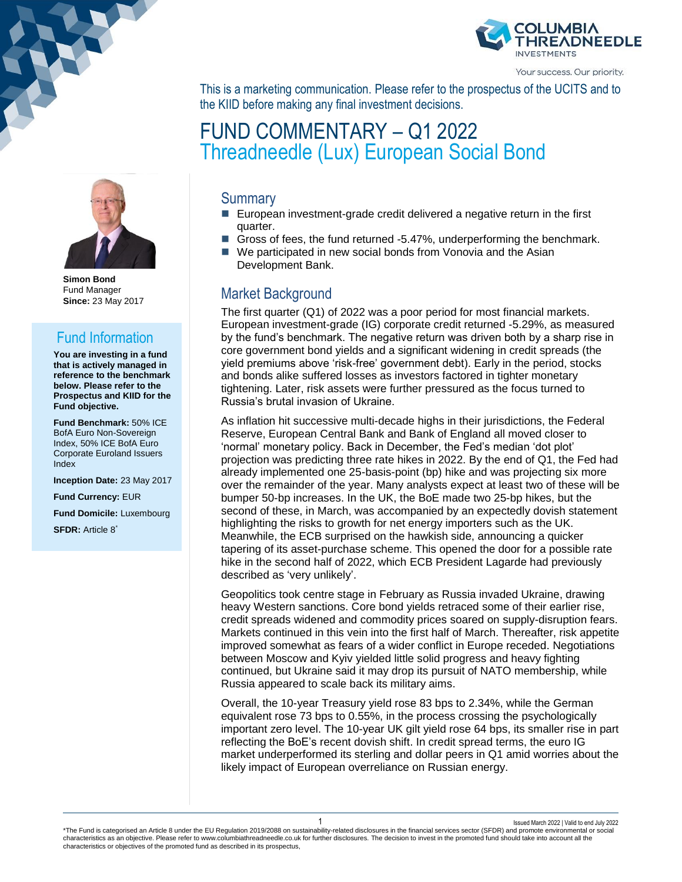Your success. Our priority.

This is a marketing communication. Please refer to the prospectus of the UCITS and to the KIID before making any final investment decisions.

# FUND COMMENTARY – Q1 2022

# Threadneedle (Lux) European Social Bond

**Simon Bond**
Fund Manager
**Since:** 23 May 2017

## Fund Information

**You are investing in a fund that is actively managed in reference to the benchmark below. Please refer to the Prospectus and KIID for the Fund objective.**

**Fund Benchmark:** 50% ICE BofA Euro Non-Sovereign Index, 50% ICE BofA Euro Corporate Euroland Issuers Index

**Inception Date:** 23 May 2017

**Fund Currency:** EUR

**Fund Domicile:** Luxembourg

**SFDR:** Article 8*

## Summary

- European investment-grade credit delivered a negative return in the first quarter.
- Gross of fees, the fund returned -5.47%, underperforming the benchmark.
- We participated in new social bonds from Vonovia and the Asian Development Bank.

## Market Background

The first quarter (Q1) of 2022 was a poor period for most financial markets. European investment-grade (IG) corporate credit returned -5.29%, as measured by the fund's benchmark. The negative return was driven both by a sharp rise in core government bond yields and a significant widening in credit spreads (the yield premiums above 'risk-free' government debt). Early in the period, stocks and bonds alike suffered losses as investors factored in tighter monetary tightening. Later, risk assets were further pressured as the focus turned to Russia's brutal invasion of Ukraine.

As inflation hit successive multi-decade highs in their jurisdictions, the Federal Reserve, European Central Bank and Bank of England all moved closer to 'normal' monetary policy. Back in December, the Fed's median 'dot plot' projection was predicting three rate hikes in 2022. By the end of Q1, the Fed had already implemented one 25-basis-point (bp) hike and was projecting six more over the remainder of the year. Many analysts expect at least two of these will be bumper 50-bp increases. In the UK, the BoE made two 25-bp hikes, but the second of these, in March, was accompanied by an expectedly dovish statement highlighting the risks to growth for net energy importers such as the UK. Meanwhile, the ECB surprised on the hawkish side, announcing a quicker tapering of its asset-purchase scheme. This opened the door for a possible rate hike in the second half of 2022, which ECB President Lagarde had previously described as 'very unlikely'.

Geopolitics took centre stage in February as Russia invaded Ukraine, drawing heavy Western sanctions. Core bond yields retraced some of their earlier rise, credit spreads widened and commodity prices soared on supply-disruption fears. Markets continued in this vein into the first half of March. Thereafter, risk appetite improved somewhat as fears of a wider conflict in Europe receded. Negotiations between Moscow and Kyiv yielded little solid progress and heavy fighting continued, but Ukraine said it may drop its pursuit of NATO membership, while Russia appeared to scale back its military aims.

Overall, the 10-year Treasury yield rose 83 bps to 2.34%, while the German equivalent rose 73 bps to 0.55%, in the process crossing the psychologically important zero level. The 10-year UK gilt yield rose 64 bps, its smaller rise in part reflecting the BoE's recent dovish shift. In credit spread terms, the euro IG market underperformed its sterling and dollar peers in Q1 amid worries about the likely impact of European overreliance on Russian energy.

Issued March 2022 | Valid to end July 2022

*The Fund is categorised an Article 8 under the EU Regulation 2019/2088 on sustainability-related disclosures in the financial services sector (SFDR) and promote environmental or social characteristics as an objective. Please refer to www.columbiathreadneedle.co.uk for further disclosures. The decision to invest in the promoted fund should take into account all the characteristics or objectives of the promoted fund as described in its prospectus,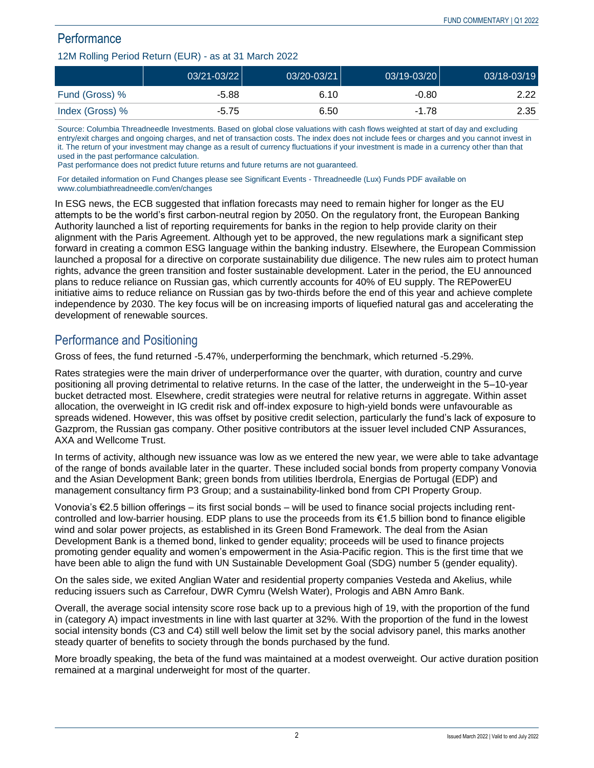## Performance

### 12M Rolling Period Return (EUR) - as at 31 March 2022

| | 03/21-03/22 | 03/20-03/21 | 03/19-03/20 | 03/18-03/19 |
|---|---|---|---|---|
| Fund (Gross) % | -5.88 | 6.10 | -0.80 | 2.22 |
| Index (Gross) % | -5.75 | 6.50 | -1.78 | 2.35 |

Source: Columbia Threadneedle Investments. Based on global close valuations with cash flows weighted at start of day and excluding entry/exit charges and ongoing charges, and net of transaction costs. The index does not include fees or charges and you cannot invest in it. The return of your investment may change as a result of currency fluctuations if your investment is made in a currency other than that used in the past performance calculation.
Past performance does not predict future returns and future returns are not guaranteed.

For detailed information on Fund Changes please see Significant Events - Threadneedle (Lux) Funds PDF available on www.columbiathreadneedle.com/en/changes

In ESG news, the ECB suggested that inflation forecasts may need to remain higher for longer as the EU attempts to be the world's first carbon-neutral region by 2050. On the regulatory front, the European Banking Authority launched a list of reporting requirements for banks in the region to help provide clarity on their alignment with the Paris Agreement. Although yet to be approved, the new regulations mark a significant step forward in creating a common ESG language within the banking industry. Elsewhere, the European Commission launched a proposal for a directive on corporate sustainability due diligence. The new rules aim to protect human rights, advance the green transition and foster sustainable development. Later in the period, the EU announced plans to reduce reliance on Russian gas, which currently accounts for 40% of EU supply. The REPowerEU initiative aims to reduce reliance on Russian gas by two-thirds before the end of this year and achieve complete independence by 2030. The key focus will be on increasing imports of liquefied natural gas and accelerating the development of renewable sources.

## Performance and Positioning

Gross of fees, the fund returned -5.47%, underperforming the benchmark, which returned -5.29%.

Rates strategies were the main driver of underperformance over the quarter, with duration, country and curve positioning all proving detrimental to relative returns. In the case of the latter, the underweight in the 5–10-year bucket detracted most. Elsewhere, credit strategies were neutral for relative returns in aggregate. Within asset allocation, the overweight in IG credit risk and off-index exposure to high-yield bonds were unfavourable as spreads widened. However, this was offset by positive credit selection, particularly the fund's lack of exposure to Gazprom, the Russian gas company. Other positive contributors at the issuer level included CNP Assurances, AXA and Wellcome Trust.

In terms of activity, although new issuance was low as we entered the new year, we were able to take advantage of the range of bonds available later in the quarter. These included social bonds from property company Vonovia and the Asian Development Bank; green bonds from utilities Iberdrola, Energias de Portugal (EDP) and management consultancy firm P3 Group; and a sustainability-linked bond from CPI Property Group.

Vonovia's €2.5 billion offerings – its first social bonds – will be used to finance social projects including rent-controlled and low-barrier housing. EDP plans to use the proceeds from its €1.5 billion bond to finance eligible wind and solar power projects, as established in its Green Bond Framework. The deal from the Asian Development Bank is a themed bond, linked to gender equality; proceeds will be used to finance projects promoting gender equality and women's empowerment in the Asia-Pacific region. This is the first time that we have been able to align the fund with UN Sustainable Development Goal (SDG) number 5 (gender equality).

On the sales side, we exited Anglian Water and residential property companies Vesteda and Akelius, while reducing issuers such as Carrefour, DWR Cymru (Welsh Water), Prologis and ABN Amro Bank.

Overall, the average social intensity score rose back up to a previous high of 19, with the proportion of the fund in (category A) impact investments in line with last quarter at 32%. With the proportion of the fund in the lowest social intensity bonds (C3 and C4) still well below the limit set by the social advisory panel, this marks another steady quarter of benefits to society through the bonds purchased by the fund.

More broadly speaking, the beta of the fund was maintained at a modest overweight. Our active duration position remained at a marginal underweight for most of the quarter.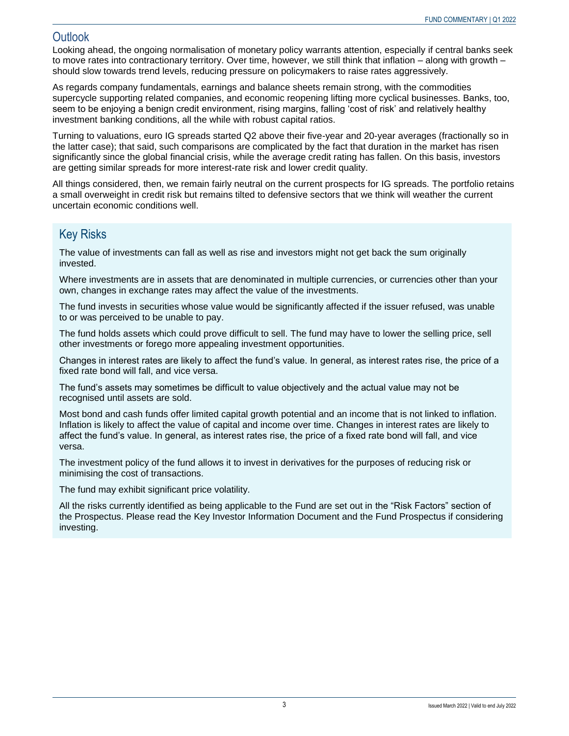## Outlook

Looking ahead, the ongoing normalisation of monetary policy warrants attention, especially if central banks seek to move rates into contractionary territory. Over time, however, we still think that inflation – along with growth – should slow towards trend levels, reducing pressure on policymakers to raise rates aggressively.

As regards company fundamentals, earnings and balance sheets remain strong, with the commodities supercycle supporting related companies, and economic reopening lifting more cyclical businesses. Banks, too, seem to be enjoying a benign credit environment, rising margins, falling 'cost of risk' and relatively healthy investment banking conditions, all the while with robust capital ratios.

Turning to valuations, euro IG spreads started Q2 above their five-year and 20-year averages (fractionally so in the latter case); that said, such comparisons are complicated by the fact that duration in the market has risen significantly since the global financial crisis, while the average credit rating has fallen. On this basis, investors are getting similar spreads for more interest-rate risk and lower credit quality.

All things considered, then, we remain fairly neutral on the current prospects for IG spreads. The portfolio retains a small overweight in credit risk but remains tilted to defensive sectors that we think will weather the current uncertain economic conditions well.

## Key Risks

The value of investments can fall as well as rise and investors might not get back the sum originally invested.

Where investments are in assets that are denominated in multiple currencies, or currencies other than your own, changes in exchange rates may affect the value of the investments.

The fund invests in securities whose value would be significantly affected if the issuer refused, was unable to or was perceived to be unable to pay.

The fund holds assets which could prove difficult to sell. The fund may have to lower the selling price, sell other investments or forego more appealing investment opportunities.

Changes in interest rates are likely to affect the fund's value. In general, as interest rates rise, the price of a fixed rate bond will fall, and vice versa.

The fund's assets may sometimes be difficult to value objectively and the actual value may not be recognised until assets are sold.

Most bond and cash funds offer limited capital growth potential and an income that is not linked to inflation. Inflation is likely to affect the value of capital and income over time. Changes in interest rates are likely to affect the fund's value. In general, as interest rates rise, the price of a fixed rate bond will fall, and vice versa.

The investment policy of the fund allows it to invest in derivatives for the purposes of reducing risk or minimising the cost of transactions.

The fund may exhibit significant price volatility.

All the risks currently identified as being applicable to the Fund are set out in the "Risk Factors" section of the Prospectus. Please read the Key Investor Information Document and the Fund Prospectus if considering investing.

Issued March 2022 | Valid to end July 2022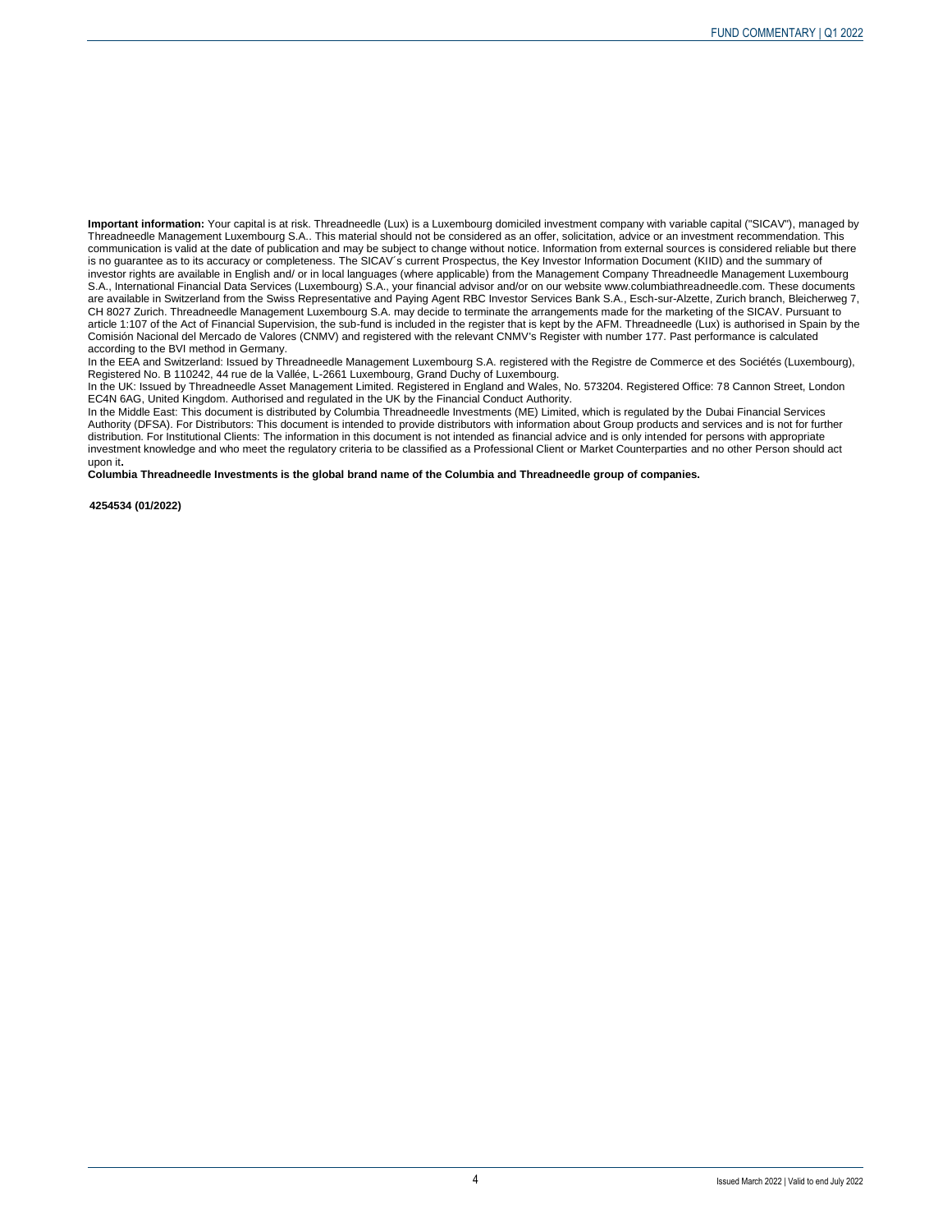**Important information:** Your capital is at risk. Threadneedle (Lux) is a Luxembourg domiciled investment company with variable capital ("SICAV"), managed by Threadneedle Management Luxembourg S.A.. This material should not be considered as an offer, solicitation, advice or an investment recommendation. This communication is valid at the date of publication and may be subject to change without notice. Information from external sources is considered reliable but there is no guarantee as to its accuracy or completeness. The SICAV´s current Prospectus, the Key Investor Information Document (KIID) and the summary of investor rights are available in English and/ or in local languages (where applicable) from the Management Company Threadneedle Management Luxembourg S.A., International Financial Data Services (Luxembourg) S.A., your financial advisor and/or on our website www.columbiathreadneedle.com. These documents are available in Switzerland from the Swiss Representative and Paying Agent RBC Investor Services Bank S.A., Esch-sur-Alzette, Zurich branch, Bleicherweg 7, CH 8027 Zurich. Threadneedle Management Luxembourg S.A. may decide to terminate the arrangements made for the marketing of the SICAV. Pursuant to article 1:107 of the Act of Financial Supervision, the sub-fund is included in the register that is kept by the AFM. Threadneedle (Lux) is authorised in Spain by the Comisión Nacional del Mercado de Valores (CNMV) and registered with the relevant CNMV's Register with number 177. Past performance is calculated according to the BVI method in Germany.

In the EEA and Switzerland: Issued by Threadneedle Management Luxembourg S.A. registered with the Registre de Commerce et des Sociétés (Luxembourg), Registered No. B 110242, 44 rue de la Vallée, L-2661 Luxembourg, Grand Duchy of Luxembourg.

In the UK: Issued by Threadneedle Asset Management Limited. Registered in England and Wales, No. 573204. Registered Office: 78 Cannon Street, London EC4N 6AG, United Kingdom. Authorised and regulated in the UK by the Financial Conduct Authority.

In the Middle East: This document is distributed by Columbia Threadneedle Investments (ME) Limited, which is regulated by the Dubai Financial Services Authority (DFSA). For Distributors: This document is intended to provide distributors with information about Group products and services and is not for further distribution. For Institutional Clients: The information in this document is not intended as financial advice and is only intended for persons with appropriate investment knowledge and who meet the regulatory criteria to be classified as a Professional Client or Market Counterparties and no other Person should act upon it.

**Columbia Threadneedle Investments is the global brand name of the Columbia and Threadneedle group of companies.**

**4254534 (01/2022)**